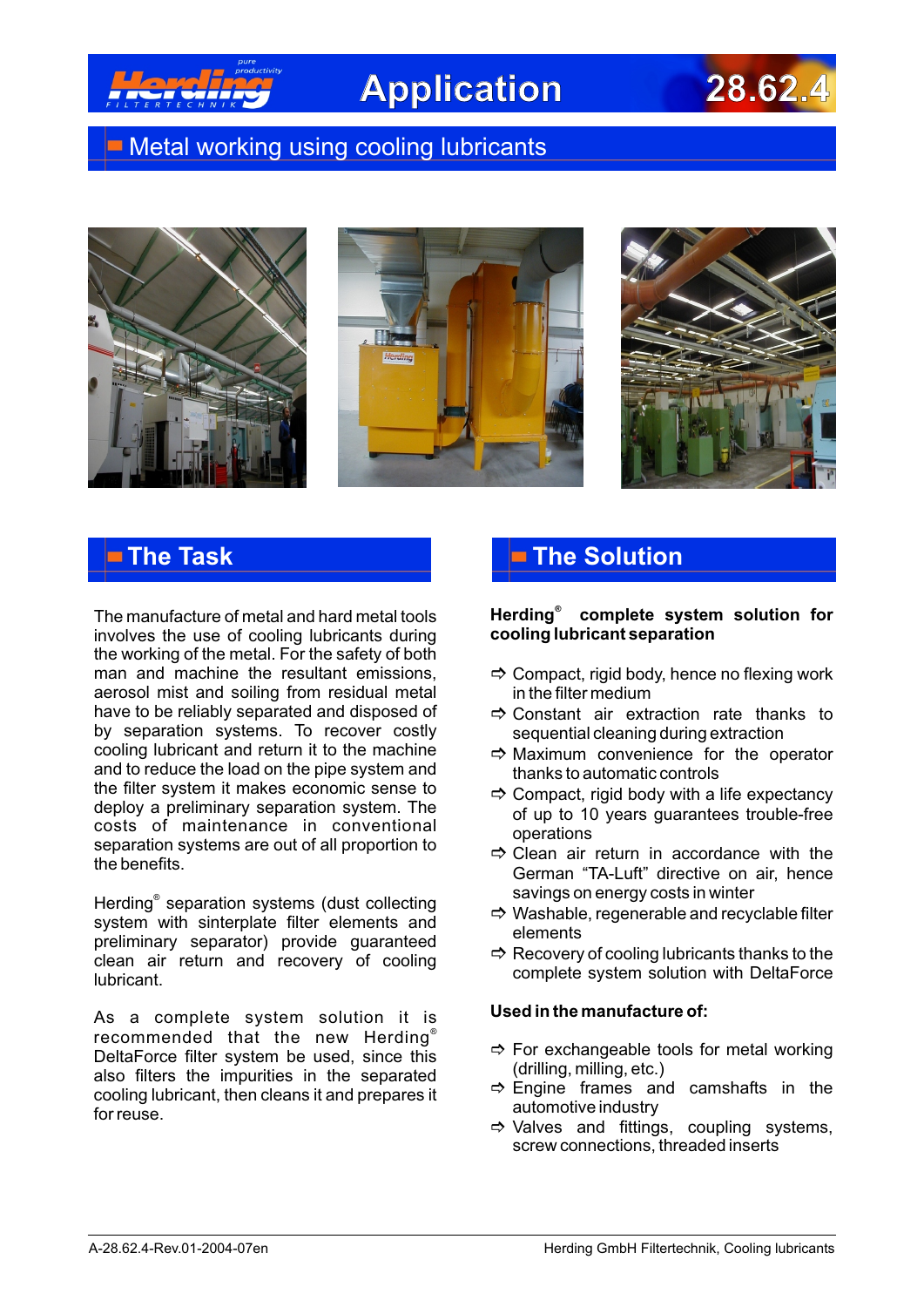# Application 28.62.4

## Metal working using cooling lubricants

## The Task

The manufacture of metal and hard metal tools involves the use of cooling lubricants during the working of the metal. For the safety of both man and machine the resultant emissions, aerosol mist and soiling from residual metal have to be reliably separated and disposed of by separation systems. To recover costly cooling lubricant and return it to the machine and to reduce the load on the pipe system and the filter system it makes economic sense to deploy a preliminary separation system. The costs of maintenance in conventional separation systems are out of all proportion to the benefits.

Herding® separation systems (dust collecting system with sinterplate filter elements and preliminary separator) provide guaranteed clean air return and recovery of cooling lubricant.

As a complete system solution it is recommended that the new Herding® DeltaForce filter system be used, since this also filters the impurities in the separated cooling lubricant, then cleans it and prepares it for reuse.

## The Solution

**Herding® complete system solution for cooling lubricant separation**

- ⇨ Compact, rigid body, hence no flexing work in the filter medium
- ⇨ Constant air extraction rate thanks to sequential cleaning during extraction
- ⇨ Maximum convenience for the operator thanks to automatic controls
- ⇨ Compact, rigid body with a life expectancy of up to 10 years guarantees trouble-free operations
- ⇨ Clean air return in accordance with the German "TA-Luft" directive on air, hence savings on energy costs in winter
- ⇨ Washable, regenerable and recyclable filter elements
- ⇨ Recovery of cooling lubricants thanks to the complete system solution with DeltaForce

**Used in the manufacture of:**

- ⇨ For exchangeable tools for metal working (drilling, milling, etc.)
- ⇨ Engine frames and camshafts in the automotive industry
- ⇨ Valves and fittings, coupling systems, screw connections, threaded inserts

A-28.62.4-Rev.01-2004-07en — Herding GmbH Filtertechnik, Cooling lubricants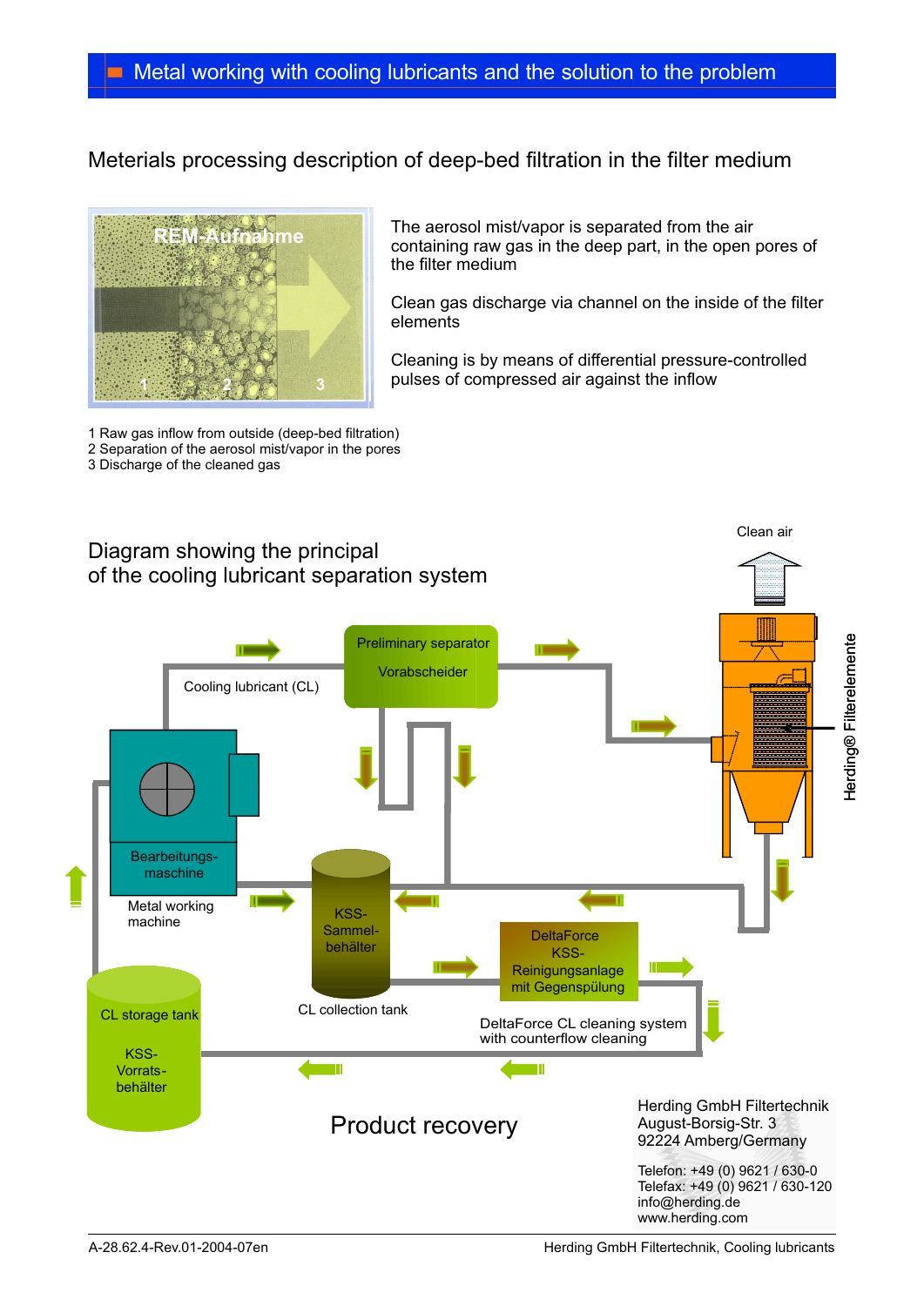# Metal working with cooling lubricants and the solution to the problem

## Meterials processing description of deep-bed filtration in the filter medium

REM-Aufnahme

1 2 3

The aerosol mist/vapor is separated from the air containing raw gas in the deep part, in the open pores of the filter medium

Clean gas discharge via channel on the inside of the filter elements

Cleaning is by means of differential pressure-controlled pulses of compressed air against the inflow

1 Raw gas inflow from outside (deep-bed filtration)
2 Separation of the aerosol mist/vapor in the pores
3 Discharge of the cleaned gas

## Diagram showing the principal of the cooling lubricant separation system

Clean air

Preliminary separator

Vorabscheider

Cooling lubricant (CL)

Herding® Filterelemente

Bearbeitungs-maschine

Metal working machine

KSS-Sammel-behälter

CL collection tank

DeltaForce KSS-Reinigungsanlage mit Gegenspülung

DeltaForce CL cleaning system with counterflow cleaning

CL storage tank

KSS-Vorrats-behälter

Product recovery

Herding GmbH Filtertechnik
August-Borsig-Str. 3
92224 Amberg/Germany

Telefon: +49 (0) 9621 / 630-0
Telefax: +49 (0) 9621 / 630-120
info@herding.de
www.herding.com

A-28.62.4-Rev.01-2004-07en